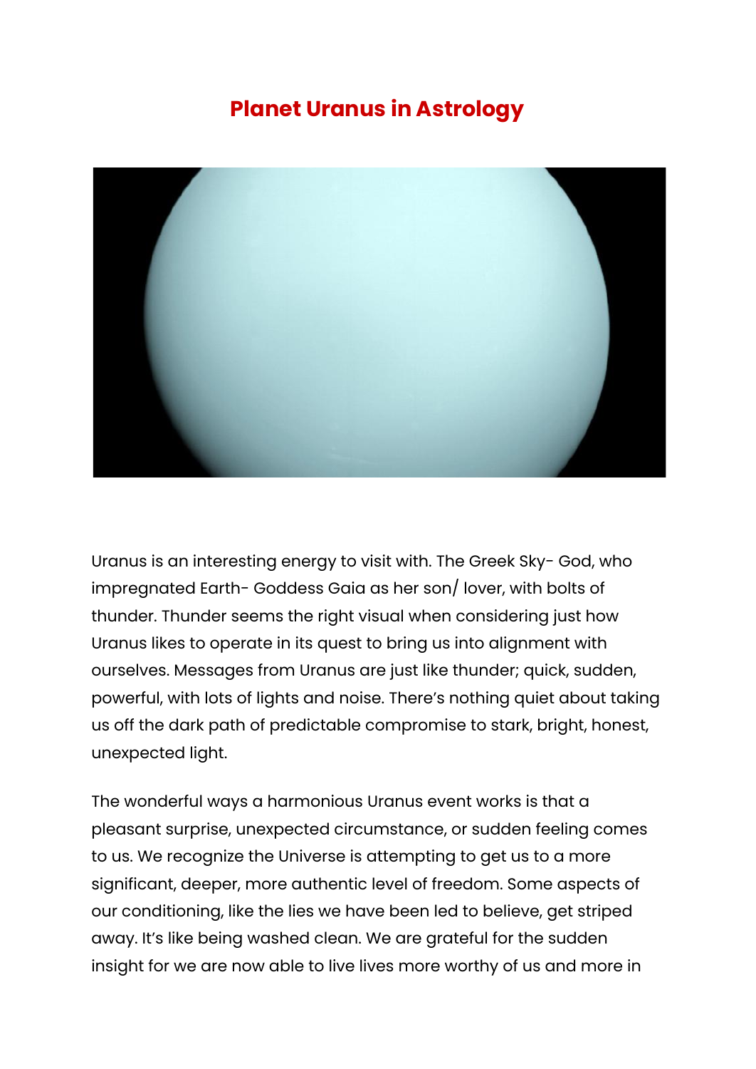# Planet Uranus in Astrology

Uranus is an interesting energy to visit with. The Greek Sky- God, who impregnated Earth- Goddess Gaia as her son/ lover, with bolts of thunder. Thunder seems the right visual when considering just how Uranus likes to operate in its quest to bring us into alignment with ourselves. Messages from Uranus are just like thunder; quick, sudden, powerful, with lots of lights and noise. There's nothing quiet about taking us off the dark path of predictable compromise to stark, bright, honest, unexpected light.

The wonderful ways a harmonious Uranus event works is that a pleasant surprise, unexpected circumstance, or sudden feeling comes to us. We recognize the Universe is attempting to get us to a more significant, deeper, more authentic level of freedom. Some aspects of our conditioning, like the lies we have been led to believe, get striped away. It's like being washed clean. We are grateful for the sudden insight for we are now able to live lives more worthy of us and more in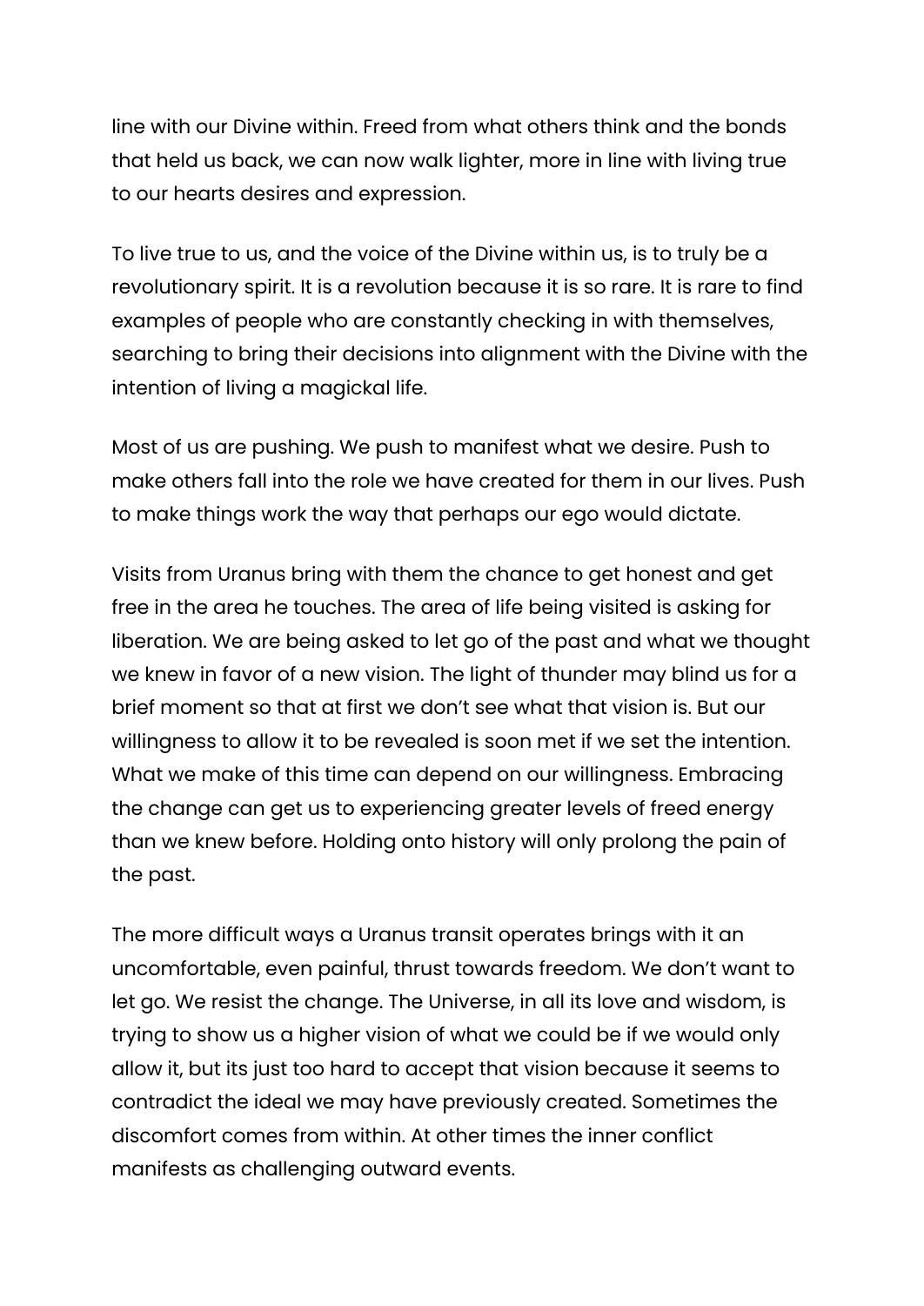line with our Divine within. Freed from what others think and the bonds that held us back, we can now walk lighter, more in line with living true to our hearts desires and expression.

To live true to us, and the voice of the Divine within us, is to truly be a revolutionary spirit. It is a revolution because it is so rare. It is rare to find examples of people who are constantly checking in with themselves, searching to bring their decisions into alignment with the Divine with the intention of living a magickal life.

Most of us are pushing. We push to manifest what we desire. Push to make others fall into the role we have created for them in our lives. Push to make things work the way that perhaps our ego would dictate.

Visits from Uranus bring with them the chance to get honest and get free in the area he touches. The area of life being visited is asking for liberation. We are being asked to let go of the past and what we thought we knew in favor of a new vision. The light of thunder may blind us for a brief moment so that at first we don't see what that vision is. But our willingness to allow it to be revealed is soon met if we set the intention. What we make of this time can depend on our willingness. Embracing the change can get us to experiencing greater levels of freed energy than we knew before. Holding onto history will only prolong the pain of the past.

The more difficult ways a Uranus transit operates brings with it an uncomfortable, even painful, thrust towards freedom. We don't want to let go. We resist the change. The Universe, in all its love and wisdom, is trying to show us a higher vision of what we could be if we would only allow it, but its just too hard to accept that vision because it seems to contradict the ideal we may have previously created. Sometimes the discomfort comes from within. At other times the inner conflict manifests as challenging outward events.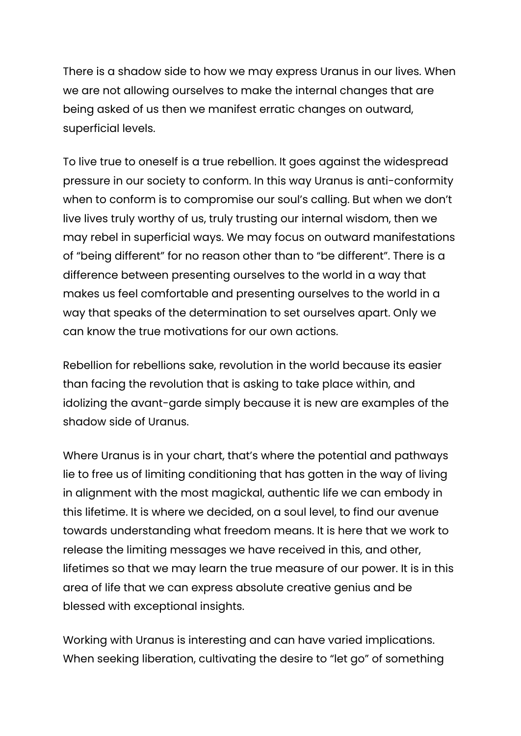There is a shadow side to how we may express Uranus in our lives. When we are not allowing ourselves to make the internal changes that are being asked of us then we manifest erratic changes on outward, superficial levels.

To live true to oneself is a true rebellion. It goes against the widespread pressure in our society to conform. In this way Uranus is anti-conformity when to conform is to compromise our soul's calling. But when we don't live lives truly worthy of us, truly trusting our internal wisdom, then we may rebel in superficial ways. We may focus on outward manifestations of "being different" for no reason other than to "be different". There is a difference between presenting ourselves to the world in a way that makes us feel comfortable and presenting ourselves to the world in a way that speaks of the determination to set ourselves apart. Only we can know the true motivations for our own actions.

Rebellion for rebellions sake, revolution in the world because its easier than facing the revolution that is asking to take place within, and idolizing the avant-garde simply because it is new are examples of the shadow side of Uranus.

Where Uranus is in your chart, that's where the potential and pathways lie to free us of limiting conditioning that has gotten in the way of living in alignment with the most magickal, authentic life we can embody in this lifetime. It is where we decided, on a soul level, to find our avenue towards understanding what freedom means. It is here that we work to release the limiting messages we have received in this, and other, lifetimes so that we may learn the true measure of our power. It is in this area of life that we can express absolute creative genius and be blessed with exceptional insights.

Working with Uranus is interesting and can have varied implications. When seeking liberation, cultivating the desire to "let go" of something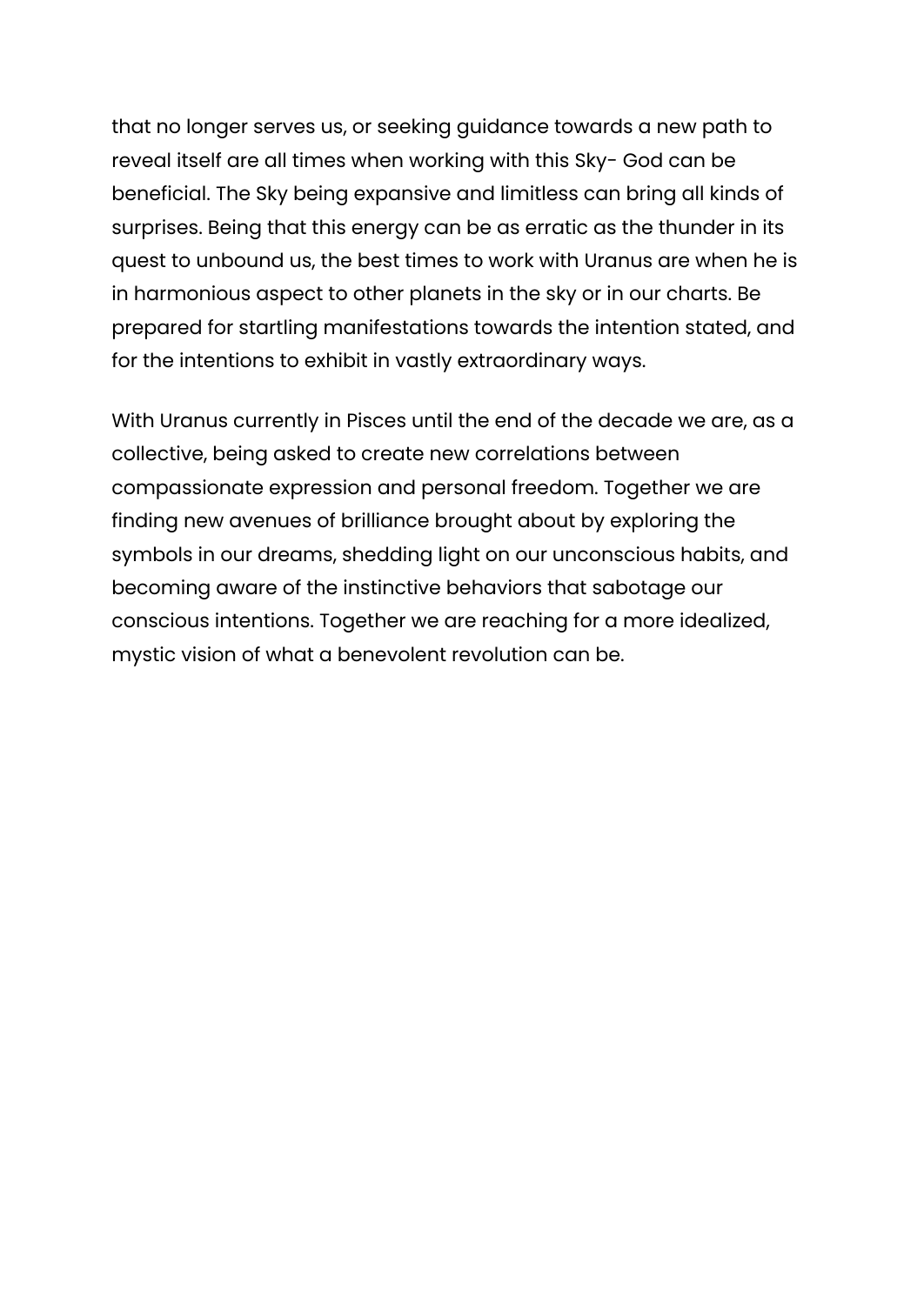that no longer serves us, or seeking guidance towards a new path to reveal itself are all times when working with this Sky- God can be beneficial. The Sky being expansive and limitless can bring all kinds of surprises. Being that this energy can be as erratic as the thunder in its quest to unbound us, the best times to work with Uranus are when he is in harmonious aspect to other planets in the sky or in our charts. Be prepared for startling manifestations towards the intention stated, and for the intentions to exhibit in vastly extraordinary ways.

With Uranus currently in Pisces until the end of the decade we are, as a collective, being asked to create new correlations between compassionate expression and personal freedom. Together we are finding new avenues of brilliance brought about by exploring the symbols in our dreams, shedding light on our unconscious habits, and becoming aware of the instinctive behaviors that sabotage our conscious intentions. Together we are reaching for a more idealized, mystic vision of what a benevolent revolution can be.